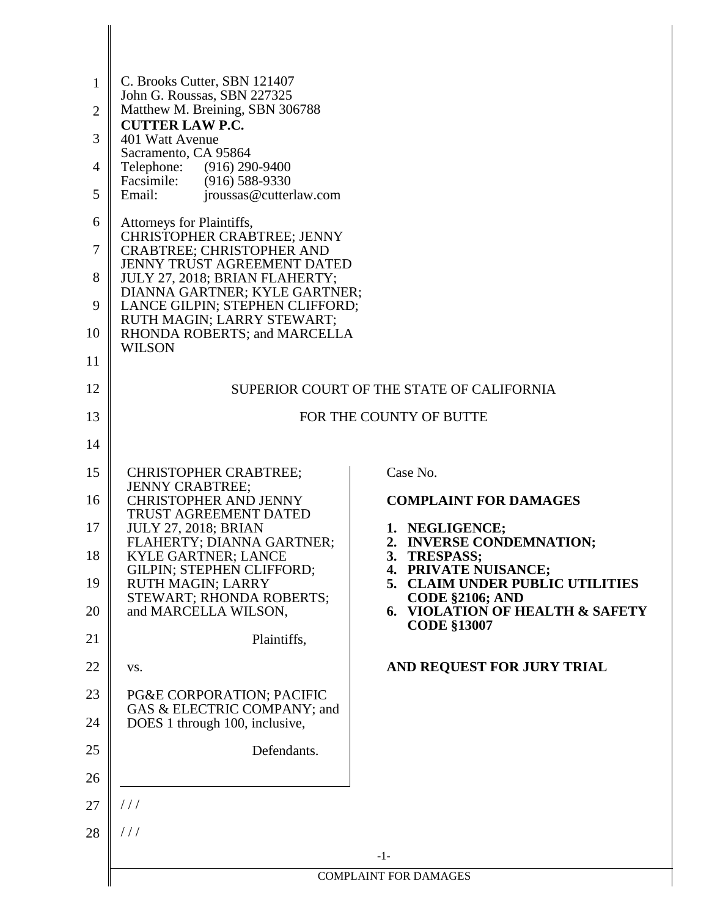C. Brooks Cutter, SBN 121407
John G. Roussas, SBN 227325
Matthew M. Breining, SBN 306788
**CUTTER LAW P.C.**
401 Watt Avenue
Sacramento, CA 95864
Telephone: (916) 290-9400
Facsimile: (916) 588-9330
Email: jroussas@cutterlaw.com

Attorneys for Plaintiffs,
CHRISTOPHER CRABTREE; JENNY CRABTREE; CHRISTOPHER AND JENNY TRUST AGREEMENT DATED JULY 27, 2018; BRIAN FLAHERTY; DIANNA GARTNER; KYLE GARTNER; LANCE GILPIN; STEPHEN CLIFFORD; RUTH MAGIN; LARRY STEWART; RHONDA ROBERTS; and MARCELLA WILSON

SUPERIOR COURT OF THE STATE OF CALIFORNIA

FOR THE COUNTY OF BUTTE

CHRISTOPHER CRABTREE; JENNY CRABTREE; CHRISTOPHER AND JENNY TRUST AGREEMENT DATED JULY 27, 2018; BRIAN FLAHERTY; DIANNA GARTNER; KYLE GARTNER; LANCE GILPIN; STEPHEN CLIFFORD; RUTH MAGIN; LARRY STEWART; RHONDA ROBERTS; and MARCELLA WILSON,

Plaintiffs,

vs.

PG&E CORPORATION; PACIFIC GAS & ELECTRIC COMPANY; and DOES 1 through 100, inclusive,

Defendants.

Case No.

**COMPLAINT FOR DAMAGES**

1. **NEGLIGENCE;**
2. **INVERSE CONDEMNATION;**
3. **TRESPASS;**
4. **PRIVATE NUISANCE;**
5. **CLAIM UNDER PUBLIC UTILITIES CODE §2106; AND**
6. **VIOLATION OF HEALTH & SAFETY CODE §13007**

**AND REQUEST FOR JURY TRIAL**

/ / /

/ / /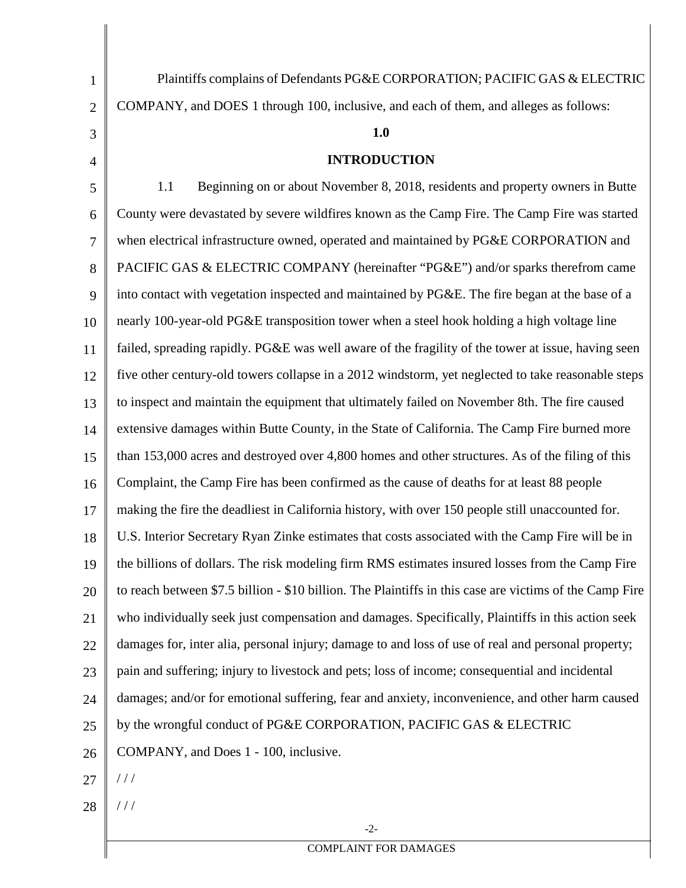Plaintiffs complains of Defendants PG&E CORPORATION; PACIFIC GAS & ELECTRIC COMPANY, and DOES 1 through 100, inclusive, and each of them, and alleges as follows:

## 1.0

## INTRODUCTION

1.1 Beginning on or about November 8, 2018, residents and property owners in Butte County were devastated by severe wildfires known as the Camp Fire. The Camp Fire was started when electrical infrastructure owned, operated and maintained by PG&E CORPORATION and PACIFIC GAS & ELECTRIC COMPANY (hereinafter "PG&E") and/or sparks therefrom came into contact with vegetation inspected and maintained by PG&E. The fire began at the base of a nearly 100-year-old PG&E transposition tower when a steel hook holding a high voltage line failed, spreading rapidly. PG&E was well aware of the fragility of the tower at issue, having seen five other century-old towers collapse in a 2012 windstorm, yet neglected to take reasonable steps to inspect and maintain the equipment that ultimately failed on November 8th. The fire caused extensive damages within Butte County, in the State of California. The Camp Fire burned more than 153,000 acres and destroyed over 4,800 homes and other structures. As of the filing of this Complaint, the Camp Fire has been confirmed as the cause of deaths for at least 88 people making the fire the deadliest in California history, with over 150 people still unaccounted for. U.S. Interior Secretary Ryan Zinke estimates that costs associated with the Camp Fire will be in the billions of dollars. The risk modeling firm RMS estimates insured losses from the Camp Fire to reach between $7.5 billion - $10 billion. The Plaintiffs in this case are victims of the Camp Fire who individually seek just compensation and damages. Specifically, Plaintiffs in this action seek damages for, inter alia, personal injury; damage to and loss of use of real and personal property; pain and suffering; injury to livestock and pets; loss of income; consequential and incidental damages; and/or for emotional suffering, fear and anxiety, inconvenience, and other harm caused by the wrongful conduct of PG&E CORPORATION, PACIFIC GAS & ELECTRIC COMPANY, and Does 1 - 100, inclusive.

/ / /

/ / /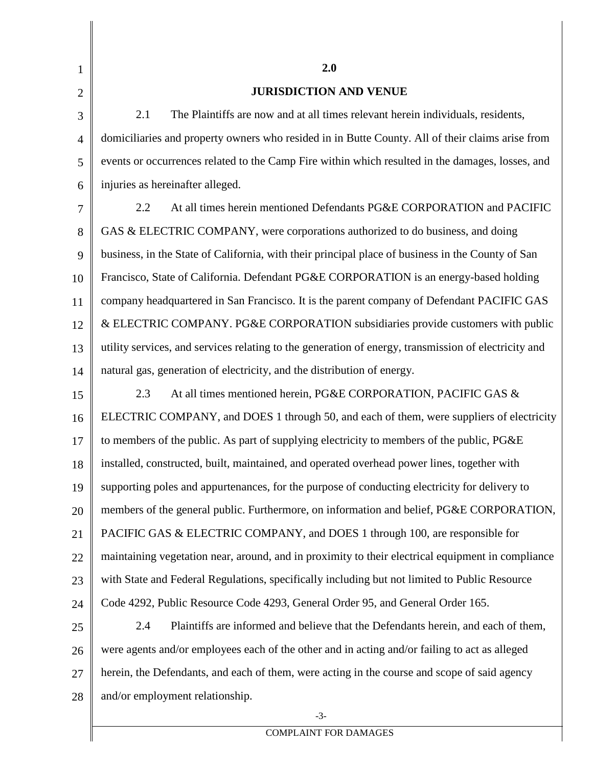## 2.0

## JURISDICTION AND VENUE

2.1 The Plaintiffs are now and at all times relevant herein individuals, residents, domiciliaries and property owners who resided in in Butte County. All of their claims arise from events or occurrences related to the Camp Fire within which resulted in the damages, losses, and injuries as hereinafter alleged.

2.2 At all times herein mentioned Defendants PG&E CORPORATION and PACIFIC GAS & ELECTRIC COMPANY, were corporations authorized to do business, and doing business, in the State of California, with their principal place of business in the County of San Francisco, State of California. Defendant PG&E CORPORATION is an energy-based holding company headquartered in San Francisco. It is the parent company of Defendant PACIFIC GAS & ELECTRIC COMPANY. PG&E CORPORATION subsidiaries provide customers with public utility services, and services relating to the generation of energy, transmission of electricity and natural gas, generation of electricity, and the distribution of energy.

2.3 At all times mentioned herein, PG&E CORPORATION, PACIFIC GAS & ELECTRIC COMPANY, and DOES 1 through 50, and each of them, were suppliers of electricity to members of the public. As part of supplying electricity to members of the public, PG&E installed, constructed, built, maintained, and operated overhead power lines, together with supporting poles and appurtenances, for the purpose of conducting electricity for delivery to members of the general public. Furthermore, on information and belief, PG&E CORPORATION, PACIFIC GAS & ELECTRIC COMPANY, and DOES 1 through 100, are responsible for maintaining vegetation near, around, and in proximity to their electrical equipment in compliance with State and Federal Regulations, specifically including but not limited to Public Resource Code 4292, Public Resource Code 4293, General Order 95, and General Order 165.

2.4 Plaintiffs are informed and believe that the Defendants herein, and each of them, were agents and/or employees each of the other and in acting and/or failing to act as alleged herein, the Defendants, and each of them, were acting in the course and scope of said agency and/or employment relationship.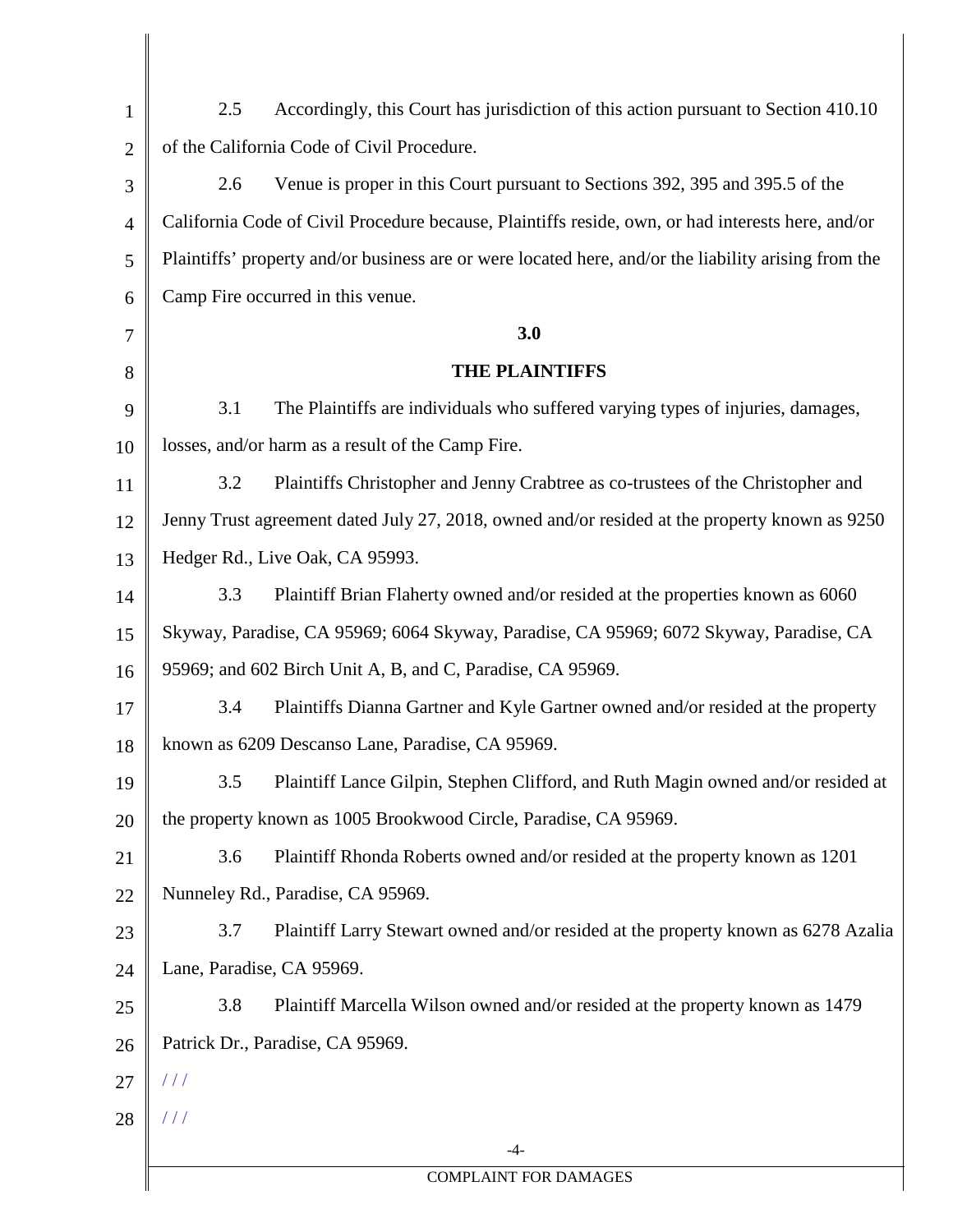2.5 Accordingly, this Court has jurisdiction of this action pursuant to Section 410.10 of the California Code of Civil Procedure.

2.6 Venue is proper in this Court pursuant to Sections 392, 395 and 395.5 of the California Code of Civil Procedure because, Plaintiffs reside, own, or had interests here, and/or Plaintiffs' property and/or business are or were located here, and/or the liability arising from the Camp Fire occurred in this venue.

## 3.0

## THE PLAINTIFFS

3.1 The Plaintiffs are individuals who suffered varying types of injuries, damages, losses, and/or harm as a result of the Camp Fire.

3.2 Plaintiffs Christopher and Jenny Crabtree as co-trustees of the Christopher and Jenny Trust agreement dated July 27, 2018, owned and/or resided at the property known as 9250 Hedger Rd., Live Oak, CA 95993.

3.3 Plaintiff Brian Flaherty owned and/or resided at the properties known as 6060 Skyway, Paradise, CA 95969; 6064 Skyway, Paradise, CA 95969; 6072 Skyway, Paradise, CA 95969; and 602 Birch Unit A, B, and C, Paradise, CA 95969.

3.4 Plaintiffs Dianna Gartner and Kyle Gartner owned and/or resided at the property known as 6209 Descanso Lane, Paradise, CA 95969.

3.5 Plaintiff Lance Gilpin, Stephen Clifford, and Ruth Magin owned and/or resided at the property known as 1005 Brookwood Circle, Paradise, CA 95969.

3.6 Plaintiff Rhonda Roberts owned and/or resided at the property known as 1201 Nunneley Rd., Paradise, CA 95969.

3.7 Plaintiff Larry Stewart owned and/or resided at the property known as 6278 Azalia Lane, Paradise, CA 95969.

3.8 Plaintiff Marcella Wilson owned and/or resided at the property known as 1479 Patrick Dr., Paradise, CA 95969.

/ / /

/ / /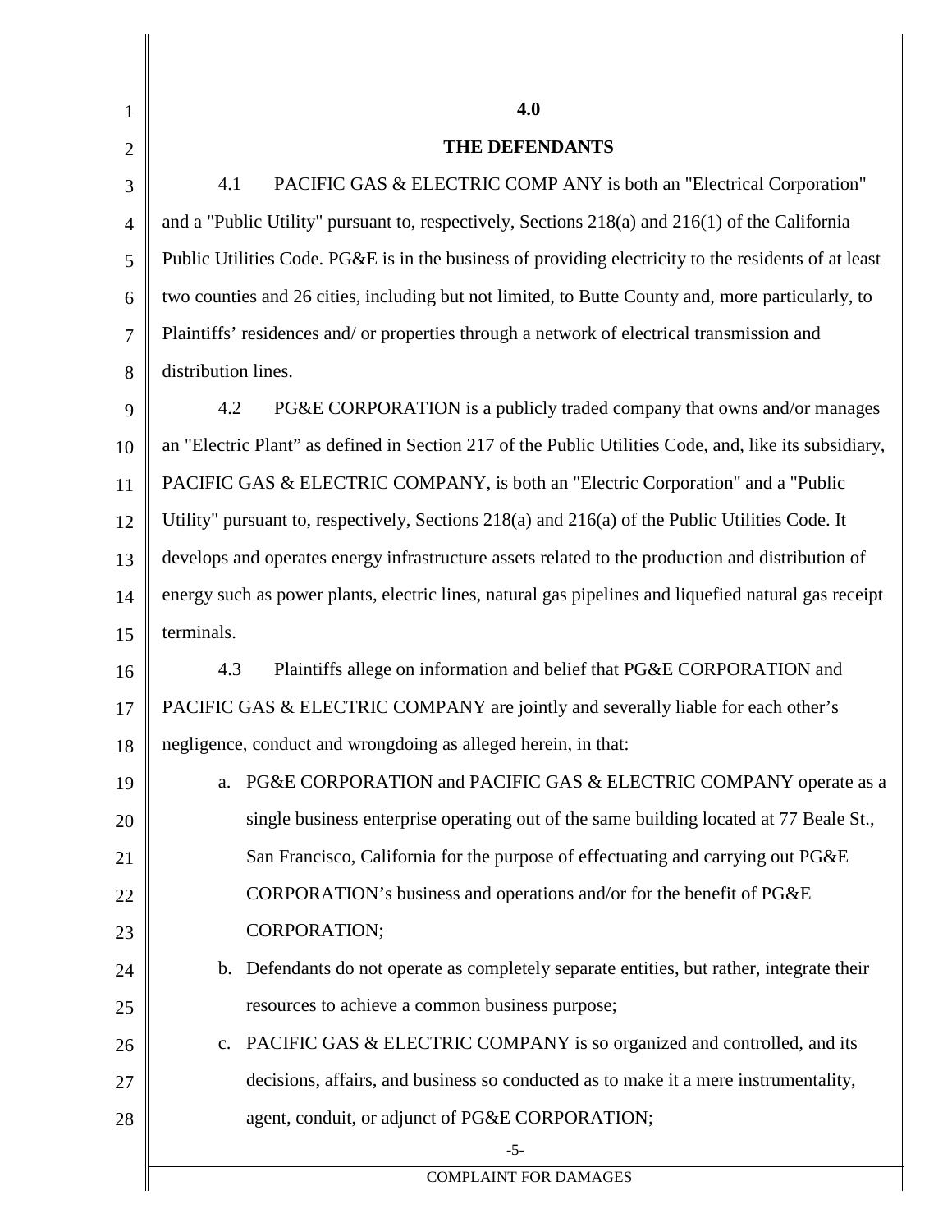## 4.0

## THE DEFENDANTS

4.1 PACIFIC GAS & ELECTRIC COMP ANY is both an "Electrical Corporation" and a "Public Utility" pursuant to, respectively, Sections 218(a) and 216(1) of the California Public Utilities Code. PG&E is in the business of providing electricity to the residents of at least two counties and 26 cities, including but not limited, to Butte County and, more particularly, to Plaintiffs' residences and/ or properties through a network of electrical transmission and distribution lines.

4.2 PG&E CORPORATION is a publicly traded company that owns and/or manages an "Electric Plant" as defined in Section 217 of the Public Utilities Code, and, like its subsidiary, PACIFIC GAS & ELECTRIC COMPANY, is both an "Electric Corporation" and a "Public Utility" pursuant to, respectively, Sections 218(a) and 216(a) of the Public Utilities Code. It develops and operates energy infrastructure assets related to the production and distribution of energy such as power plants, electric lines, natural gas pipelines and liquefied natural gas receipt terminals.

4.3 Plaintiffs allege on information and belief that PG&E CORPORATION and PACIFIC GAS & ELECTRIC COMPANY are jointly and severally liable for each other's negligence, conduct and wrongdoing as alleged herein, in that:

a. PG&E CORPORATION and PACIFIC GAS & ELECTRIC COMPANY operate as a single business enterprise operating out of the same building located at 77 Beale St., San Francisco, California for the purpose of effectuating and carrying out PG&E CORPORATION's business and operations and/or for the benefit of PG&E CORPORATION;

b. Defendants do not operate as completely separate entities, but rather, integrate their resources to achieve a common business purpose;

c. PACIFIC GAS & ELECTRIC COMPANY is so organized and controlled, and its decisions, affairs, and business so conducted as to make it a mere instrumentality, agent, conduit, or adjunct of PG&E CORPORATION;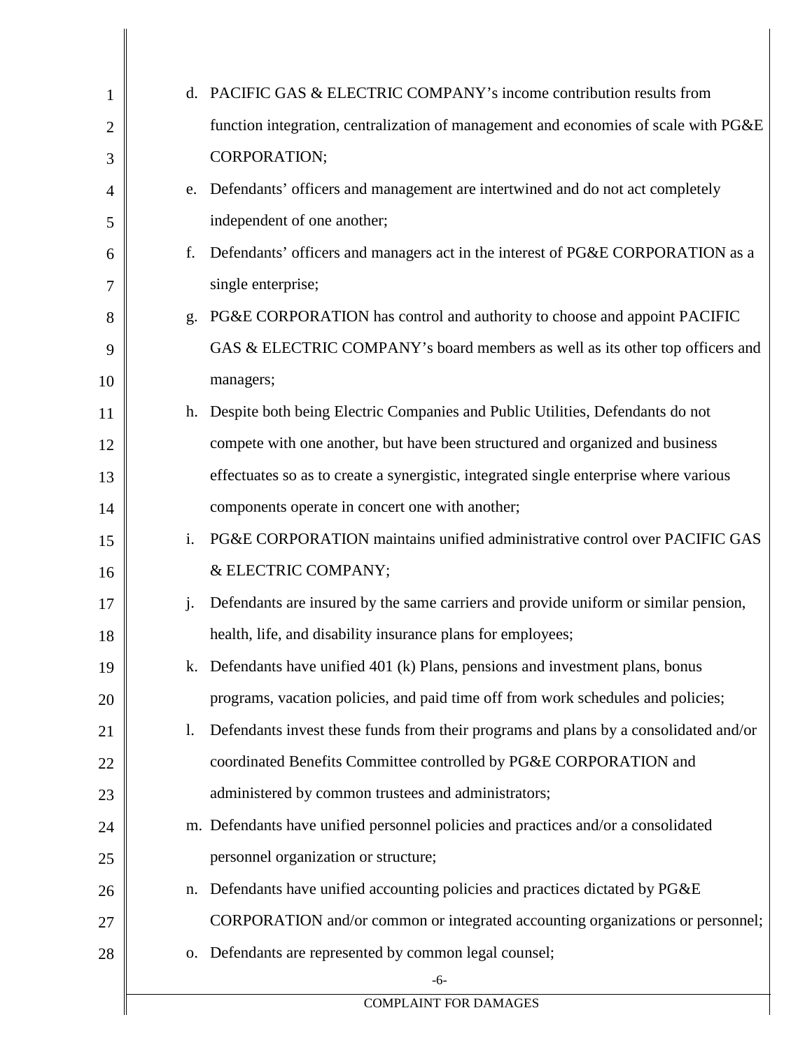d. PACIFIC GAS & ELECTRIC COMPANY's income contribution results from function integration, centralization of management and economies of scale with PG&E CORPORATION;

e. Defendants' officers and management are intertwined and do not act completely independent of one another;

f. Defendants' officers and managers act in the interest of PG&E CORPORATION as a single enterprise;

g. PG&E CORPORATION has control and authority to choose and appoint PACIFIC GAS & ELECTRIC COMPANY's board members as well as its other top officers and managers;

h. Despite both being Electric Companies and Public Utilities, Defendants do not compete with one another, but have been structured and organized and business effectuates so as to create a synergistic, integrated single enterprise where various components operate in concert one with another;

i. PG&E CORPORATION maintains unified administrative control over PACIFIC GAS & ELECTRIC COMPANY;

j. Defendants are insured by the same carriers and provide uniform or similar pension, health, life, and disability insurance plans for employees;

k. Defendants have unified 401 (k) Plans, pensions and investment plans, bonus programs, vacation policies, and paid time off from work schedules and policies;

l. Defendants invest these funds from their programs and plans by a consolidated and/or coordinated Benefits Committee controlled by PG&E CORPORATION and administered by common trustees and administrators;

m. Defendants have unified personnel policies and practices and/or a consolidated personnel organization or structure;

n. Defendants have unified accounting policies and practices dictated by PG&E CORPORATION and/or common or integrated accounting organizations or personnel;

o. Defendants are represented by common legal counsel;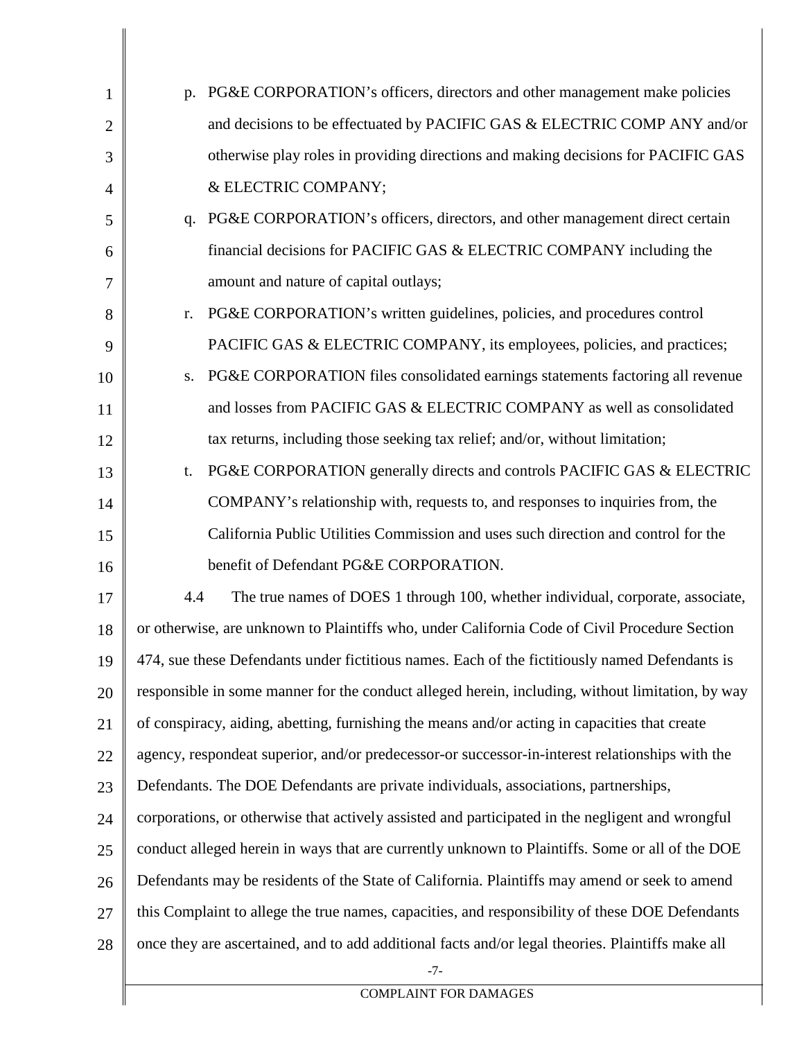p. PG&E CORPORATION's officers, directors and other management make policies and decisions to be effectuated by PACIFIC GAS & ELECTRIC COMP ANY and/or otherwise play roles in providing directions and making decisions for PACIFIC GAS & ELECTRIC COMPANY;

q. PG&E CORPORATION's officers, directors, and other management direct certain financial decisions for PACIFIC GAS & ELECTRIC COMPANY including the amount and nature of capital outlays;

r. PG&E CORPORATION's written guidelines, policies, and procedures control PACIFIC GAS & ELECTRIC COMPANY, its employees, policies, and practices;

s. PG&E CORPORATION files consolidated earnings statements factoring all revenue and losses from PACIFIC GAS & ELECTRIC COMPANY as well as consolidated tax returns, including those seeking tax relief; and/or, without limitation;

t. PG&E CORPORATION generally directs and controls PACIFIC GAS & ELECTRIC COMPANY's relationship with, requests to, and responses to inquiries from, the California Public Utilities Commission and uses such direction and control for the benefit of Defendant PG&E CORPORATION.

4.4 The true names of DOES 1 through 100, whether individual, corporate, associate, or otherwise, are unknown to Plaintiffs who, under California Code of Civil Procedure Section 474, sue these Defendants under fictitious names. Each of the fictitiously named Defendants is responsible in some manner for the conduct alleged herein, including, without limitation, by way of conspiracy, aiding, abetting, furnishing the means and/or acting in capacities that create agency, respondeat superior, and/or predecessor-or successor-in-interest relationships with the Defendants. The DOE Defendants are private individuals, associations, partnerships, corporations, or otherwise that actively assisted and participated in the negligent and wrongful conduct alleged herein in ways that are currently unknown to Plaintiffs. Some or all of the DOE Defendants may be residents of the State of California. Plaintiffs may amend or seek to amend this Complaint to allege the true names, capacities, and responsibility of these DOE Defendants once they are ascertained, and to add additional facts and/or legal theories. Plaintiffs make all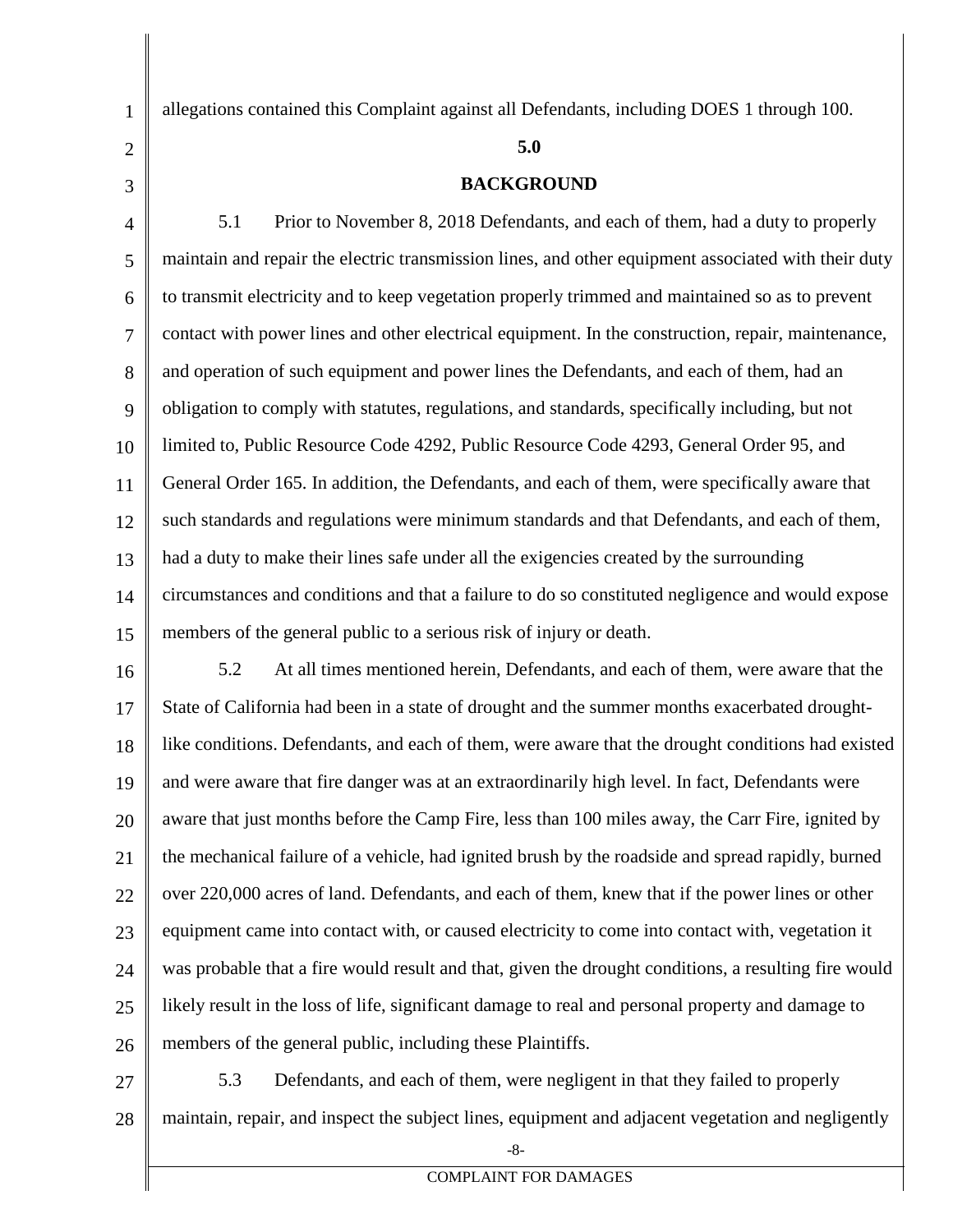allegations contained this Complaint against all Defendants, including DOES 1 through 100.

**5.0**

**BACKGROUND**

5.1 Prior to November 8, 2018 Defendants, and each of them, had a duty to properly maintain and repair the electric transmission lines, and other equipment associated with their duty to transmit electricity and to keep vegetation properly trimmed and maintained so as to prevent contact with power lines and other electrical equipment. In the construction, repair, maintenance, and operation of such equipment and power lines the Defendants, and each of them, had an obligation to comply with statutes, regulations, and standards, specifically including, but not limited to, Public Resource Code 4292, Public Resource Code 4293, General Order 95, and General Order 165. In addition, the Defendants, and each of them, were specifically aware that such standards and regulations were minimum standards and that Defendants, and each of them, had a duty to make their lines safe under all the exigencies created by the surrounding circumstances and conditions and that a failure to do so constituted negligence and would expose members of the general public to a serious risk of injury or death.

5.2 At all times mentioned herein, Defendants, and each of them, were aware that the State of California had been in a state of drought and the summer months exacerbated drought-like conditions. Defendants, and each of them, were aware that the drought conditions had existed and were aware that fire danger was at an extraordinarily high level. In fact, Defendants were aware that just months before the Camp Fire, less than 100 miles away, the Carr Fire, ignited by the mechanical failure of a vehicle, had ignited brush by the roadside and spread rapidly, burned over 220,000 acres of land. Defendants, and each of them, knew that if the power lines or other equipment came into contact with, or caused electricity to come into contact with, vegetation it was probable that a fire would result and that, given the drought conditions, a resulting fire would likely result in the loss of life, significant damage to real and personal property and damage to members of the general public, including these Plaintiffs.

5.3 Defendants, and each of them, were negligent in that they failed to properly maintain, repair, and inspect the subject lines, equipment and adjacent vegetation and negligently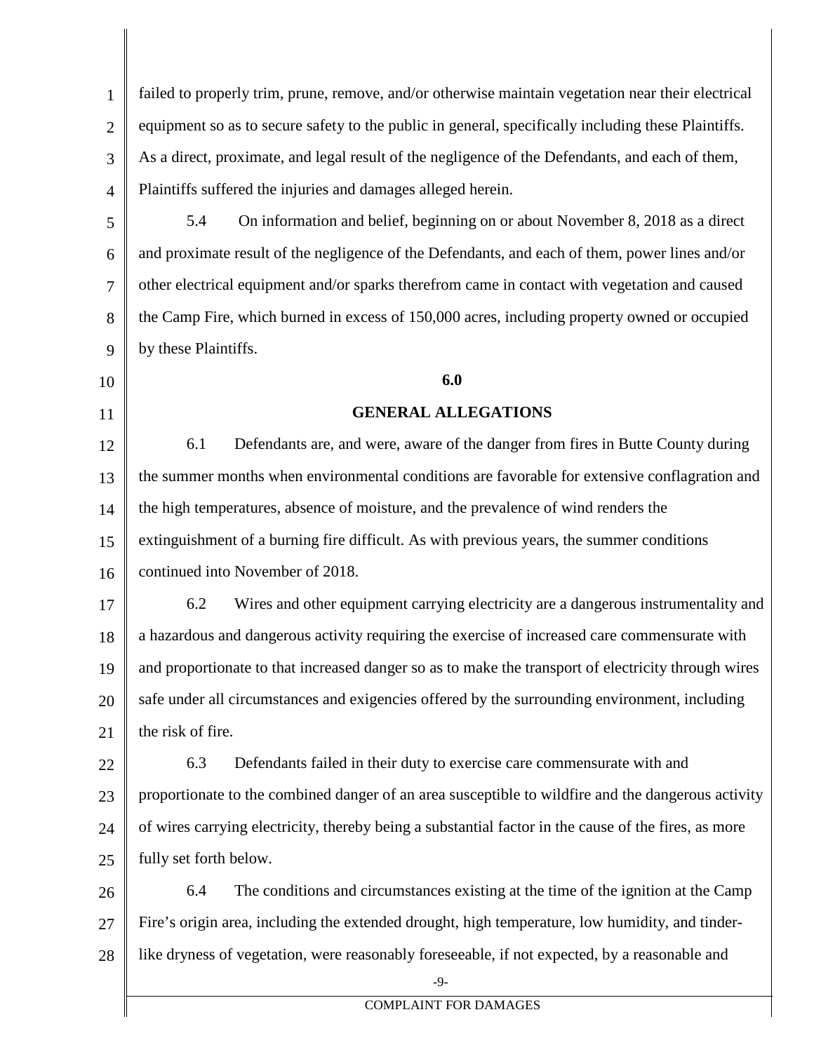failed to properly trim, prune, remove, and/or otherwise maintain vegetation near their electrical equipment so as to secure safety to the public in general, specifically including these Plaintiffs. As a direct, proximate, and legal result of the negligence of the Defendants, and each of them, Plaintiffs suffered the injuries and damages alleged herein.

5.4 On information and belief, beginning on or about November 8, 2018 as a direct and proximate result of the negligence of the Defendants, and each of them, power lines and/or other electrical equipment and/or sparks therefrom came in contact with vegetation and caused the Camp Fire, which burned in excess of 150,000 acres, including property owned or occupied by these Plaintiffs.

## 6.0

## GENERAL ALLEGATIONS

6.1 Defendants are, and were, aware of the danger from fires in Butte County during the summer months when environmental conditions are favorable for extensive conflagration and the high temperatures, absence of moisture, and the prevalence of wind renders the extinguishment of a burning fire difficult. As with previous years, the summer conditions continued into November of 2018.

6.2 Wires and other equipment carrying electricity are a dangerous instrumentality and a hazardous and dangerous activity requiring the exercise of increased care commensurate with and proportionate to that increased danger so as to make the transport of electricity through wires safe under all circumstances and exigencies offered by the surrounding environment, including the risk of fire.

6.3 Defendants failed in their duty to exercise care commensurate with and proportionate to the combined danger of an area susceptible to wildfire and the dangerous activity of wires carrying electricity, thereby being a substantial factor in the cause of the fires, as more fully set forth below.

6.4 The conditions and circumstances existing at the time of the ignition at the Camp Fire's origin area, including the extended drought, high temperature, low humidity, and tinder-like dryness of vegetation, were reasonably foreseeable, if not expected, by a reasonable and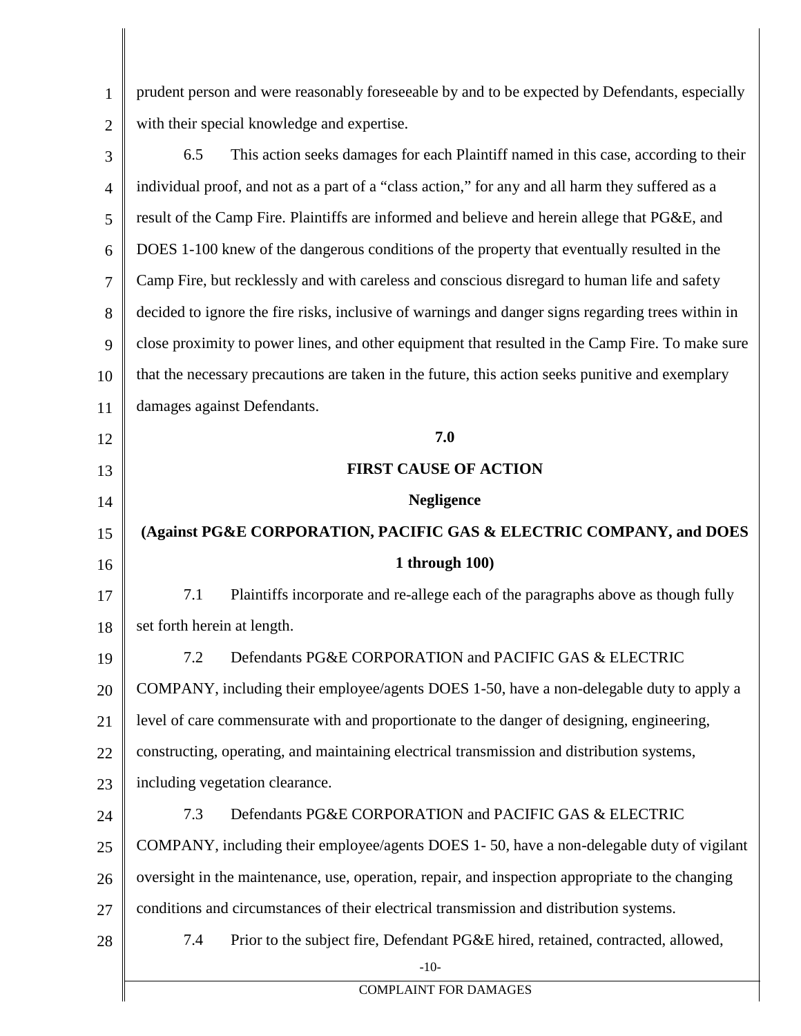prudent person and were reasonably foreseeable by and to be expected by Defendants, especially with their special knowledge and expertise.

6.5 This action seeks damages for each Plaintiff named in this case, according to their individual proof, and not as a part of a "class action," for any and all harm they suffered as a result of the Camp Fire. Plaintiffs are informed and believe and herein allege that PG&E, and DOES 1-100 knew of the dangerous conditions of the property that eventually resulted in the Camp Fire, but recklessly and with careless and conscious disregard to human life and safety decided to ignore the fire risks, inclusive of warnings and danger signs regarding trees within in close proximity to power lines, and other equipment that resulted in the Camp Fire. To make sure that the necessary precautions are taken in the future, this action seeks punitive and exemplary damages against Defendants.

**7.0**

**FIRST CAUSE OF ACTION**

**Negligence**

**(Against PG&E CORPORATION, PACIFIC GAS & ELECTRIC COMPANY, and DOES 1 through 100)**

7.1 Plaintiffs incorporate and re-allege each of the paragraphs above as though fully set forth herein at length.

7.2 Defendants PG&E CORPORATION and PACIFIC GAS & ELECTRIC COMPANY, including their employee/agents DOES 1-50, have a non-delegable duty to apply a level of care commensurate with and proportionate to the danger of designing, engineering, constructing, operating, and maintaining electrical transmission and distribution systems, including vegetation clearance.

7.3 Defendants PG&E CORPORATION and PACIFIC GAS & ELECTRIC COMPANY, including their employee/agents DOES 1- 50, have a non-delegable duty of vigilant oversight in the maintenance, use, operation, repair, and inspection appropriate to the changing conditions and circumstances of their electrical transmission and distribution systems.

7.4 Prior to the subject fire, Defendant PG&E hired, retained, contracted, allowed,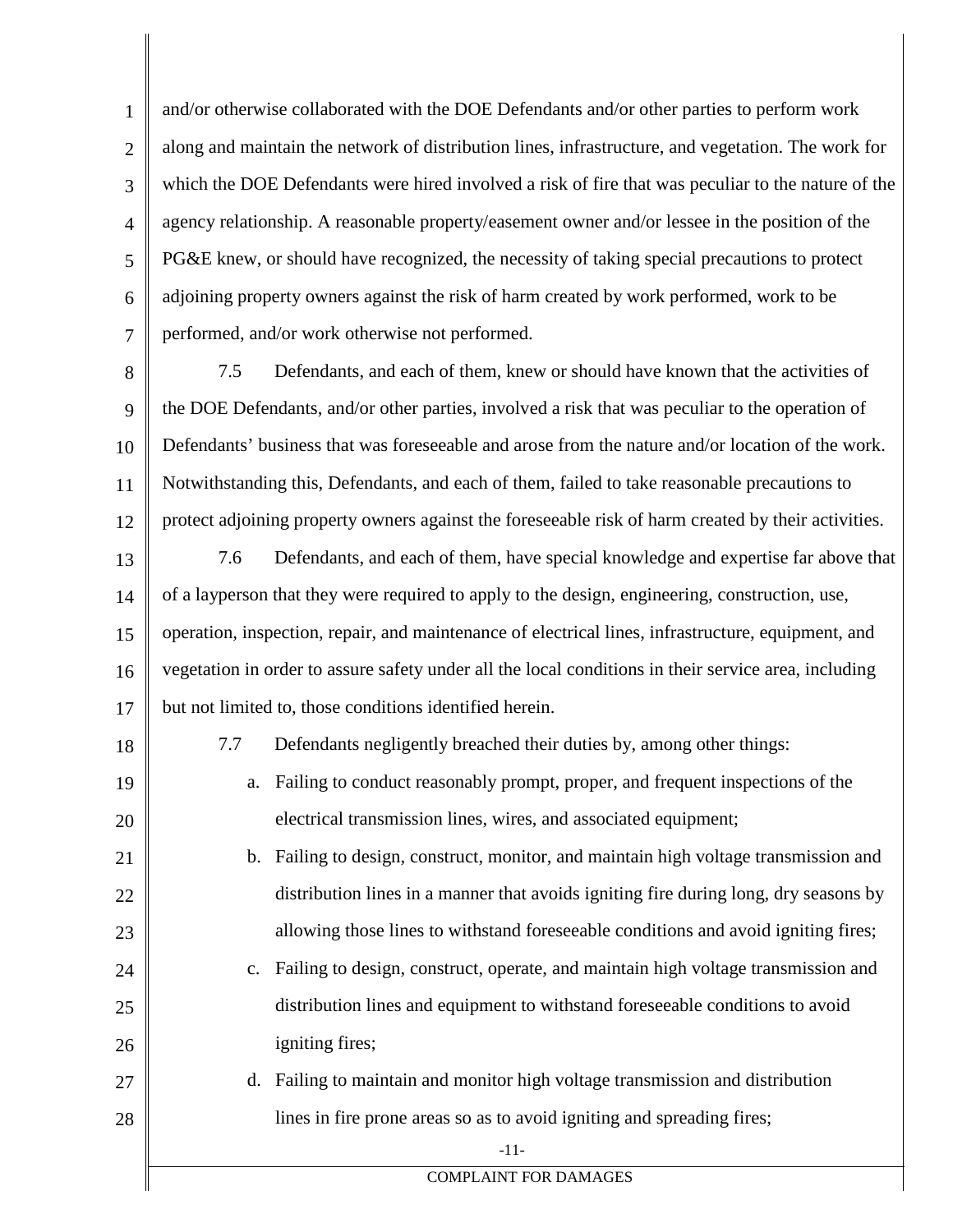and/or otherwise collaborated with the DOE Defendants and/or other parties to perform work along and maintain the network of distribution lines, infrastructure, and vegetation. The work for which the DOE Defendants were hired involved a risk of fire that was peculiar to the nature of the agency relationship. A reasonable property/easement owner and/or lessee in the position of the PG&E knew, or should have recognized, the necessity of taking special precautions to protect adjoining property owners against the risk of harm created by work performed, work to be performed, and/or work otherwise not performed.

7.5 Defendants, and each of them, knew or should have known that the activities of the DOE Defendants, and/or other parties, involved a risk that was peculiar to the operation of Defendants' business that was foreseeable and arose from the nature and/or location of the work. Notwithstanding this, Defendants, and each of them, failed to take reasonable precautions to protect adjoining property owners against the foreseeable risk of harm created by their activities.

7.6 Defendants, and each of them, have special knowledge and expertise far above that of a layperson that they were required to apply to the design, engineering, construction, use, operation, inspection, repair, and maintenance of electrical lines, infrastructure, equipment, and vegetation in order to assure safety under all the local conditions in their service area, including but not limited to, those conditions identified herein.

7.7 Defendants negligently breached their duties by, among other things:

a. Failing to conduct reasonably prompt, proper, and frequent inspections of the electrical transmission lines, wires, and associated equipment;

b. Failing to design, construct, monitor, and maintain high voltage transmission and distribution lines in a manner that avoids igniting fire during long, dry seasons by allowing those lines to withstand foreseeable conditions and avoid igniting fires;

c. Failing to design, construct, operate, and maintain high voltage transmission and distribution lines and equipment to withstand foreseeable conditions to avoid igniting fires;

d. Failing to maintain and monitor high voltage transmission and distribution lines in fire prone areas so as to avoid igniting and spreading fires;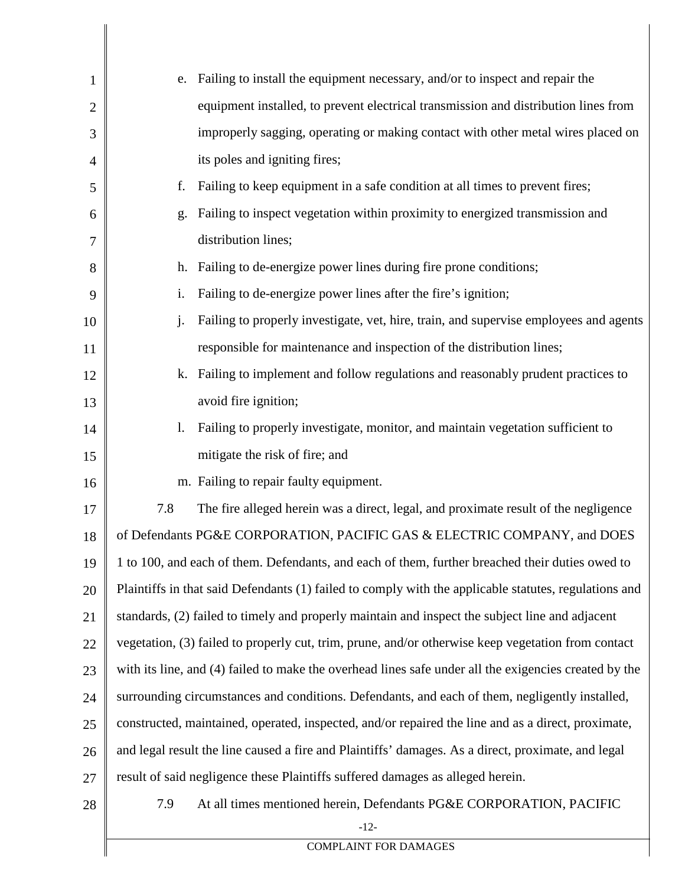e. Failing to install the equipment necessary, and/or to inspect and repair the equipment installed, to prevent electrical transmission and distribution lines from improperly sagging, operating or making contact with other metal wires placed on its poles and igniting fires;

f. Failing to keep equipment in a safe condition at all times to prevent fires;

g. Failing to inspect vegetation within proximity to energized transmission and distribution lines;

h. Failing to de-energize power lines during fire prone conditions;

i. Failing to de-energize power lines after the fire's ignition;

j. Failing to properly investigate, vet, hire, train, and supervise employees and agents responsible for maintenance and inspection of the distribution lines;

k. Failing to implement and follow regulations and reasonably prudent practices to avoid fire ignition;

l. Failing to properly investigate, monitor, and maintain vegetation sufficient to mitigate the risk of fire; and

m. Failing to repair faulty equipment.

7.8 The fire alleged herein was a direct, legal, and proximate result of the negligence of Defendants PG&E CORPORATION, PACIFIC GAS & ELECTRIC COMPANY, and DOES 1 to 100, and each of them. Defendants, and each of them, further breached their duties owed to Plaintiffs in that said Defendants (1) failed to comply with the applicable statutes, regulations and standards, (2) failed to timely and properly maintain and inspect the subject line and adjacent vegetation, (3) failed to properly cut, trim, prune, and/or otherwise keep vegetation from contact with its line, and (4) failed to make the overhead lines safe under all the exigencies created by the surrounding circumstances and conditions. Defendants, and each of them, negligently installed, constructed, maintained, operated, inspected, and/or repaired the line and as a direct, proximate, and legal result the line caused a fire and Plaintiffs' damages. As a direct, proximate, and legal result of said negligence these Plaintiffs suffered damages as alleged herein.

7.9 At all times mentioned herein, Defendants PG&E CORPORATION, PACIFIC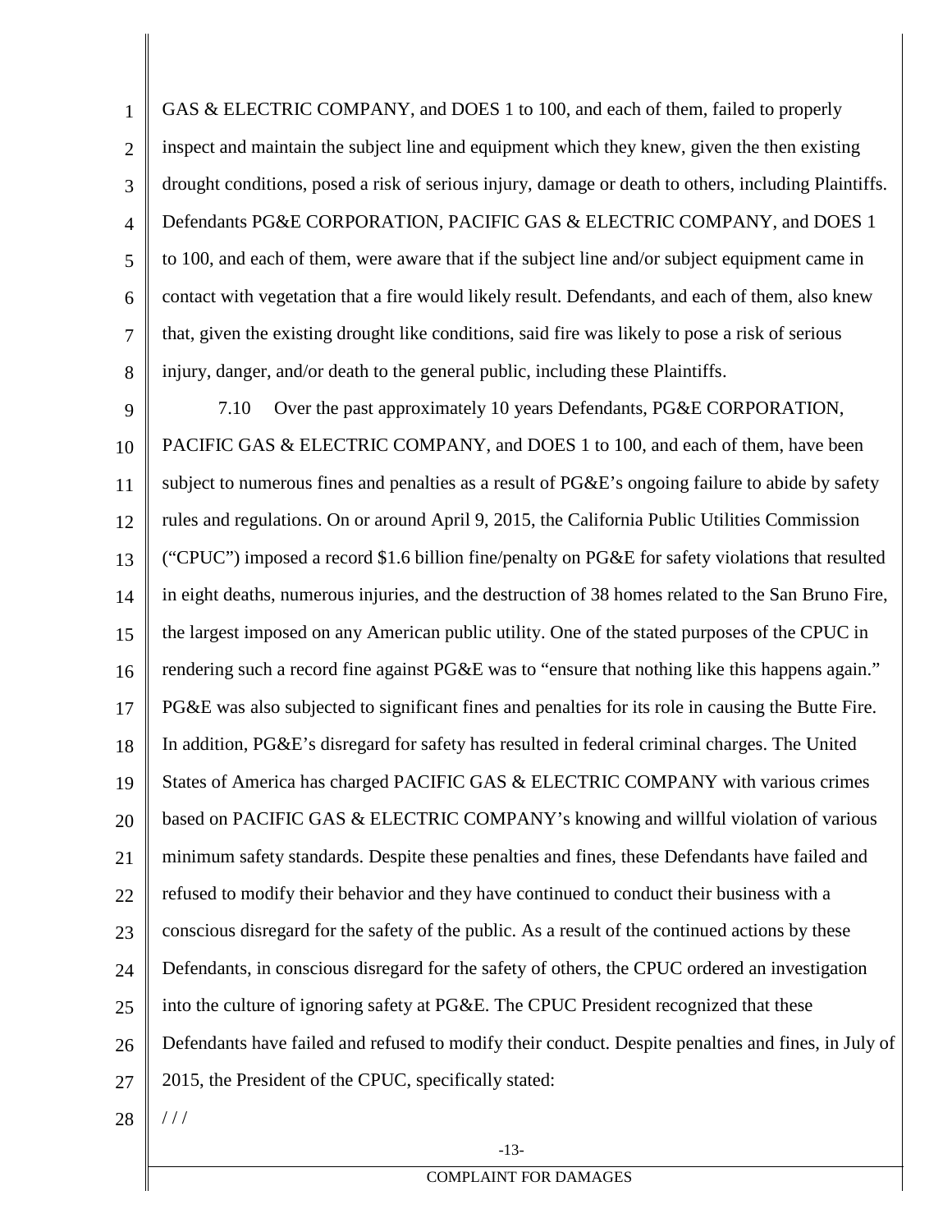GAS & ELECTRIC COMPANY, and DOES 1 to 100, and each of them, failed to properly inspect and maintain the subject line and equipment which they knew, given the then existing drought conditions, posed a risk of serious injury, damage or death to others, including Plaintiffs. Defendants PG&E CORPORATION, PACIFIC GAS & ELECTRIC COMPANY, and DOES 1 to 100, and each of them, were aware that if the subject line and/or subject equipment came in contact with vegetation that a fire would likely result. Defendants, and each of them, also knew that, given the existing drought like conditions, said fire was likely to pose a risk of serious injury, danger, and/or death to the general public, including these Plaintiffs.

7.10 Over the past approximately 10 years Defendants, PG&E CORPORATION, PACIFIC GAS & ELECTRIC COMPANY, and DOES 1 to 100, and each of them, have been subject to numerous fines and penalties as a result of PG&E's ongoing failure to abide by safety rules and regulations. On or around April 9, 2015, the California Public Utilities Commission ("CPUC") imposed a record $1.6 billion fine/penalty on PG&E for safety violations that resulted in eight deaths, numerous injuries, and the destruction of 38 homes related to the San Bruno Fire, the largest imposed on any American public utility. One of the stated purposes of the CPUC in rendering such a record fine against PG&E was to "ensure that nothing like this happens again." PG&E was also subjected to significant fines and penalties for its role in causing the Butte Fire. In addition, PG&E's disregard for safety has resulted in federal criminal charges. The United States of America has charged PACIFIC GAS & ELECTRIC COMPANY with various crimes based on PACIFIC GAS & ELECTRIC COMPANY's knowing and willful violation of various minimum safety standards. Despite these penalties and fines, these Defendants have failed and refused to modify their behavior and they have continued to conduct their business with a conscious disregard for the safety of the public. As a result of the continued actions by these Defendants, in conscious disregard for the safety of others, the CPUC ordered an investigation into the culture of ignoring safety at PG&E. The CPUC President recognized that these Defendants have failed and refused to modify their conduct. Despite penalties and fines, in July of 2015, the President of the CPUC, specifically stated:

/ / /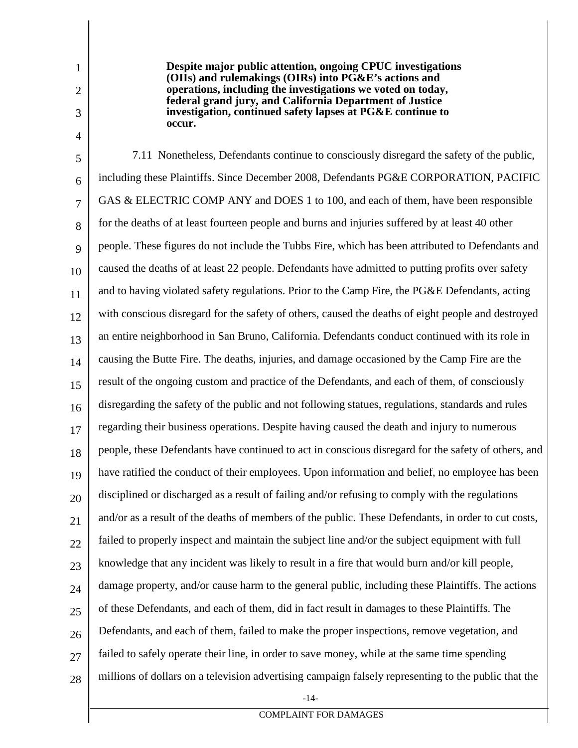> **Despite major public attention, ongoing CPUC investigations (OIIs) and rulemakings (OIRs) into PG&E's actions and operations, including the investigations we voted on today, federal grand jury, and California Department of Justice investigation, continued safety lapses at PG&E continue to occur.**

7.11 Nonetheless, Defendants continue to consciously disregard the safety of the public, including these Plaintiffs. Since December 2008, Defendants PG&E CORPORATION, PACIFIC GAS & ELECTRIC COMP ANY and DOES 1 to 100, and each of them, have been responsible for the deaths of at least fourteen people and burns and injuries suffered by at least 40 other people. These figures do not include the Tubbs Fire, which has been attributed to Defendants and caused the deaths of at least 22 people. Defendants have admitted to putting profits over safety and to having violated safety regulations. Prior to the Camp Fire, the PG&E Defendants, acting with conscious disregard for the safety of others, caused the deaths of eight people and destroyed an entire neighborhood in San Bruno, California. Defendants conduct continued with its role in causing the Butte Fire. The deaths, injuries, and damage occasioned by the Camp Fire are the result of the ongoing custom and practice of the Defendants, and each of them, of consciously disregarding the safety of the public and not following statues, regulations, standards and rules regarding their business operations. Despite having caused the death and injury to numerous people, these Defendants have continued to act in conscious disregard for the safety of others, and have ratified the conduct of their employees. Upon information and belief, no employee has been disciplined or discharged as a result of failing and/or refusing to comply with the regulations and/or as a result of the deaths of members of the public. These Defendants, in order to cut costs, failed to properly inspect and maintain the subject line and/or the subject equipment with full knowledge that any incident was likely to result in a fire that would burn and/or kill people, damage property, and/or cause harm to the general public, including these Plaintiffs. The actions of these Defendants, and each of them, did in fact result in damages to these Plaintiffs. The Defendants, and each of them, failed to make the proper inspections, remove vegetation, and failed to safely operate their line, in order to save money, while at the same time spending millions of dollars on a television advertising campaign falsely representing to the public that the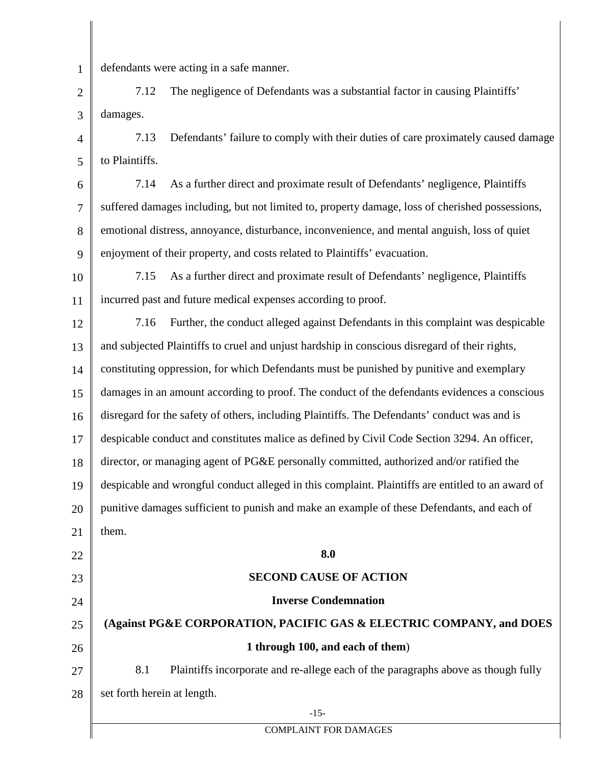defendants were acting in a safe manner.

7.12 The negligence of Defendants was a substantial factor in causing Plaintiffs' damages.

7.13 Defendants' failure to comply with their duties of care proximately caused damage to Plaintiffs.

7.14 As a further direct and proximate result of Defendants' negligence, Plaintiffs suffered damages including, but not limited to, property damage, loss of cherished possessions, emotional distress, annoyance, disturbance, inconvenience, and mental anguish, loss of quiet enjoyment of their property, and costs related to Plaintiffs' evacuation.

7.15 As a further direct and proximate result of Defendants' negligence, Plaintiffs incurred past and future medical expenses according to proof.

7.16 Further, the conduct alleged against Defendants in this complaint was despicable and subjected Plaintiffs to cruel and unjust hardship in conscious disregard of their rights, constituting oppression, for which Defendants must be punished by punitive and exemplary damages in an amount according to proof. The conduct of the defendants evidences a conscious disregard for the safety of others, including Plaintiffs. The Defendants' conduct was and is despicable conduct and constitutes malice as defined by Civil Code Section 3294. An officer, director, or managing agent of PG&E personally committed, authorized and/or ratified the despicable and wrongful conduct alleged in this complaint. Plaintiffs are entitled to an award of punitive damages sufficient to punish and make an example of these Defendants, and each of them.

**8.0**

**SECOND CAUSE OF ACTION**

**Inverse Condemnation**

**(Against PG&E CORPORATION, PACIFIC GAS & ELECTRIC COMPANY, and DOES 1 through 100, and each of them)**

8.1 Plaintiffs incorporate and re-allege each of the paragraphs above as though fully set forth herein at length.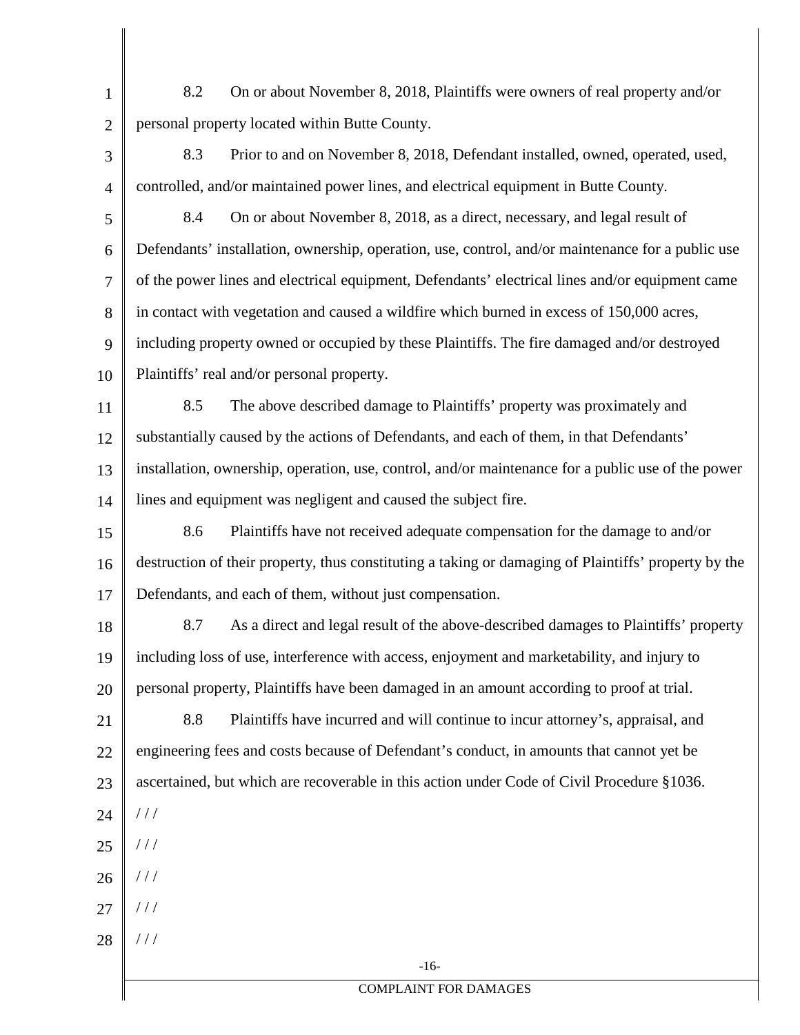8.2 On or about November 8, 2018, Plaintiffs were owners of real property and/or personal property located within Butte County.

8.3 Prior to and on November 8, 2018, Defendant installed, owned, operated, used, controlled, and/or maintained power lines, and electrical equipment in Butte County.

8.4 On or about November 8, 2018, as a direct, necessary, and legal result of Defendants' installation, ownership, operation, use, control, and/or maintenance for a public use of the power lines and electrical equipment, Defendants' electrical lines and/or equipment came in contact with vegetation and caused a wildfire which burned in excess of 150,000 acres, including property owned or occupied by these Plaintiffs. The fire damaged and/or destroyed Plaintiffs' real and/or personal property.

8.5 The above described damage to Plaintiffs' property was proximately and substantially caused by the actions of Defendants, and each of them, in that Defendants' installation, ownership, operation, use, control, and/or maintenance for a public use of the power lines and equipment was negligent and caused the subject fire.

8.6 Plaintiffs have not received adequate compensation for the damage to and/or destruction of their property, thus constituting a taking or damaging of Plaintiffs' property by the Defendants, and each of them, without just compensation.

8.7 As a direct and legal result of the above-described damages to Plaintiffs' property including loss of use, interference with access, enjoyment and marketability, and injury to personal property, Plaintiffs have been damaged in an amount according to proof at trial.

8.8 Plaintiffs have incurred and will continue to incur attorney's, appraisal, and engineering fees and costs because of Defendant's conduct, in amounts that cannot yet be ascertained, but which are recoverable in this action under Code of Civil Procedure §1036.

/ / /

/ / /

/ / /

/ / /

/ / /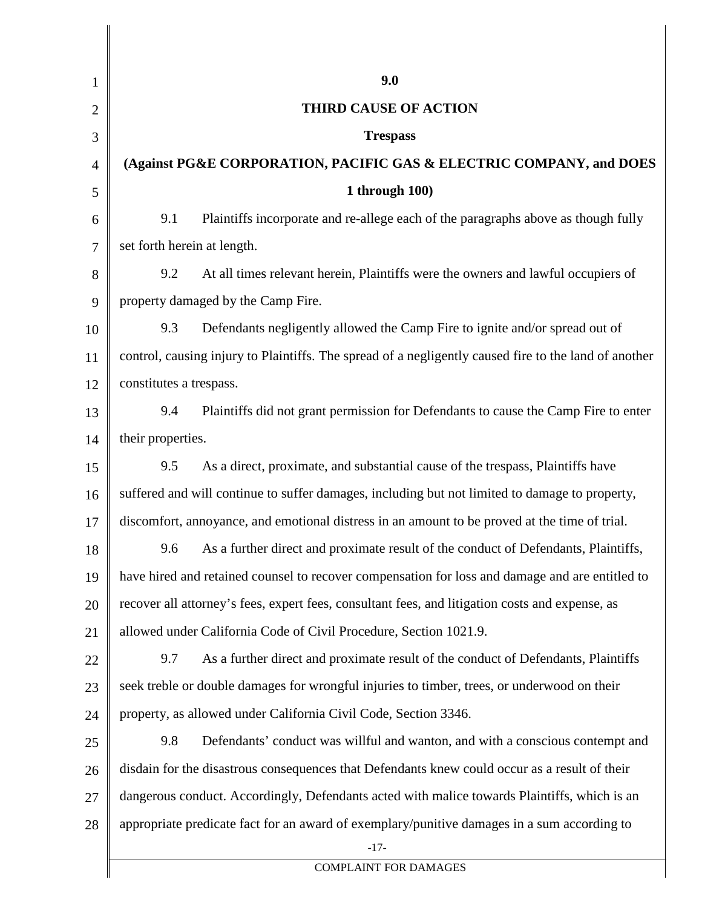**9.0**

**THIRD CAUSE OF ACTION**

**Trespass**

**(Against PG&E CORPORATION, PACIFIC GAS & ELECTRIC COMPANY, and DOES 1 through 100)**

9.1 Plaintiffs incorporate and re-allege each of the paragraphs above as though fully set forth herein at length.

9.2 At all times relevant herein, Plaintiffs were the owners and lawful occupiers of property damaged by the Camp Fire.

9.3 Defendants negligently allowed the Camp Fire to ignite and/or spread out of control, causing injury to Plaintiffs. The spread of a negligently caused fire to the land of another constitutes a trespass.

9.4 Plaintiffs did not grant permission for Defendants to cause the Camp Fire to enter their properties.

9.5 As a direct, proximate, and substantial cause of the trespass, Plaintiffs have suffered and will continue to suffer damages, including but not limited to damage to property, discomfort, annoyance, and emotional distress in an amount to be proved at the time of trial.

9.6 As a further direct and proximate result of the conduct of Defendants, Plaintiffs, have hired and retained counsel to recover compensation for loss and damage and are entitled to recover all attorney's fees, expert fees, consultant fees, and litigation costs and expense, as allowed under California Code of Civil Procedure, Section 1021.9.

9.7 As a further direct and proximate result of the conduct of Defendants, Plaintiffs seek treble or double damages for wrongful injuries to timber, trees, or underwood on their property, as allowed under California Civil Code, Section 3346.

9.8 Defendants' conduct was willful and wanton, and with a conscious contempt and disdain for the disastrous consequences that Defendants knew could occur as a result of their dangerous conduct. Accordingly, Defendants acted with malice towards Plaintiffs, which is an appropriate predicate fact for an award of exemplary/punitive damages in a sum according to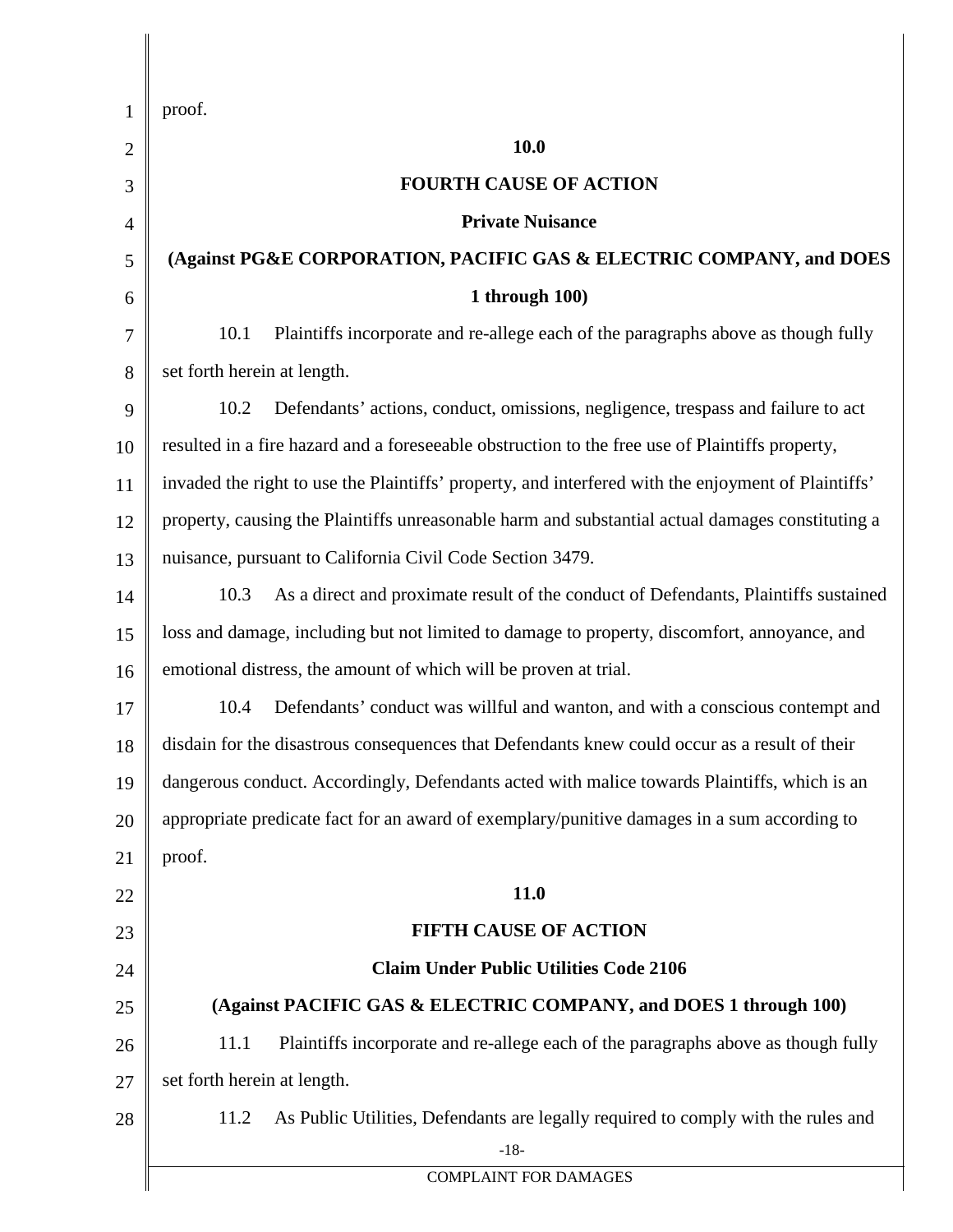proof.

**10.0**

**FOURTH CAUSE OF ACTION**

**Private Nuisance**

**(Against PG&E CORPORATION, PACIFIC GAS & ELECTRIC COMPANY, and DOES 1 through 100)**

10.1 Plaintiffs incorporate and re-allege each of the paragraphs above as though fully set forth herein at length.

10.2 Defendants' actions, conduct, omissions, negligence, trespass and failure to act resulted in a fire hazard and a foreseeable obstruction to the free use of Plaintiffs property, invaded the right to use the Plaintiffs' property, and interfered with the enjoyment of Plaintiffs' property, causing the Plaintiffs unreasonable harm and substantial actual damages constituting a nuisance, pursuant to California Civil Code Section 3479.

10.3 As a direct and proximate result of the conduct of Defendants, Plaintiffs sustained loss and damage, including but not limited to damage to property, discomfort, annoyance, and emotional distress, the amount of which will be proven at trial.

10.4 Defendants' conduct was willful and wanton, and with a conscious contempt and disdain for the disastrous consequences that Defendants knew could occur as a result of their dangerous conduct. Accordingly, Defendants acted with malice towards Plaintiffs, which is an appropriate predicate fact for an award of exemplary/punitive damages in a sum according to proof.

**11.0**

**FIFTH CAUSE OF ACTION**

**Claim Under Public Utilities Code 2106**

**(Against PACIFIC GAS & ELECTRIC COMPANY, and DOES 1 through 100)**

11.1 Plaintiffs incorporate and re-allege each of the paragraphs above as though fully set forth herein at length.

11.2 As Public Utilities, Defendants are legally required to comply with the rules and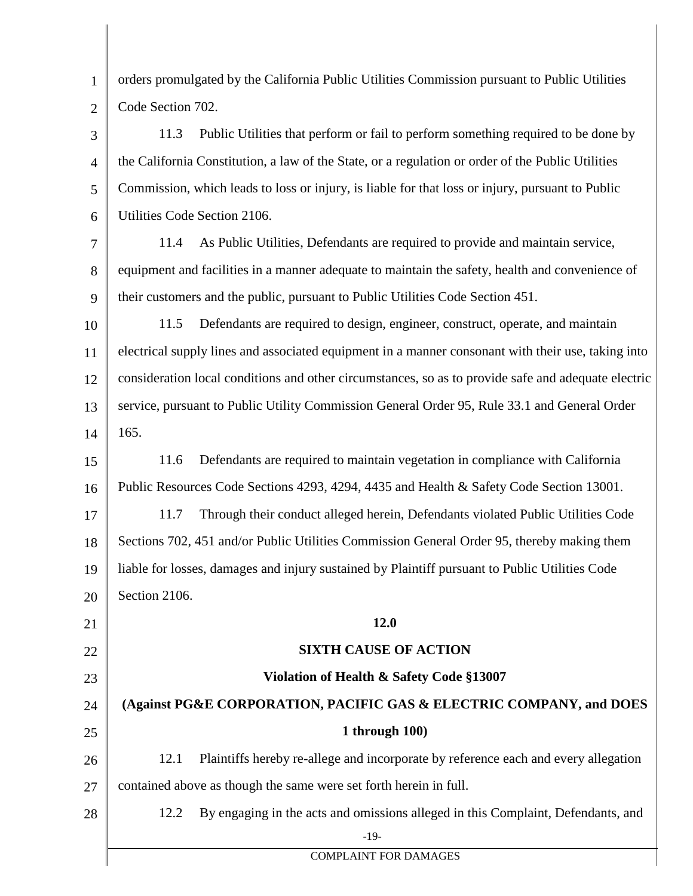orders promulgated by the California Public Utilities Commission pursuant to Public Utilities Code Section 702.

11.3 Public Utilities that perform or fail to perform something required to be done by the California Constitution, a law of the State, or a regulation or order of the Public Utilities Commission, which leads to loss or injury, is liable for that loss or injury, pursuant to Public Utilities Code Section 2106.

11.4 As Public Utilities, Defendants are required to provide and maintain service, equipment and facilities in a manner adequate to maintain the safety, health and convenience of their customers and the public, pursuant to Public Utilities Code Section 451.

11.5 Defendants are required to design, engineer, construct, operate, and maintain electrical supply lines and associated equipment in a manner consonant with their use, taking into consideration local conditions and other circumstances, so as to provide safe and adequate electric service, pursuant to Public Utility Commission General Order 95, Rule 33.1 and General Order 165.

11.6 Defendants are required to maintain vegetation in compliance with California Public Resources Code Sections 4293, 4294, 4435 and Health & Safety Code Section 13001.

11.7 Through their conduct alleged herein, Defendants violated Public Utilities Code Sections 702, 451 and/or Public Utilities Commission General Order 95, thereby making them liable for losses, damages and injury sustained by Plaintiff pursuant to Public Utilities Code Section 2106.

**12.0**

**SIXTH CAUSE OF ACTION**

**Violation of Health & Safety Code §13007**

**(Against PG&E CORPORATION, PACIFIC GAS & ELECTRIC COMPANY, and DOES 1 through 100)**

12.1 Plaintiffs hereby re-allege and incorporate by reference each and every allegation contained above as though the same were set forth herein in full.

12.2 By engaging in the acts and omissions alleged in this Complaint, Defendants, and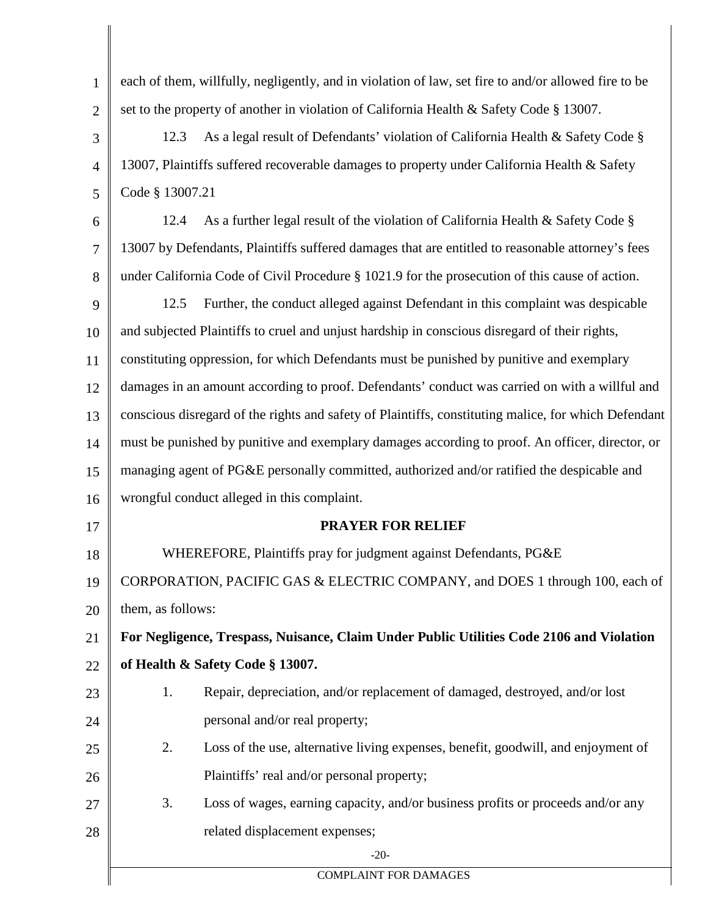each of them, willfully, negligently, and in violation of law, set fire to and/or allowed fire to be set to the property of another in violation of California Health & Safety Code § 13007.

12.3 As a legal result of Defendants' violation of California Health & Safety Code § 13007, Plaintiffs suffered recoverable damages to property under California Health & Safety Code § 13007.21

12.4 As a further legal result of the violation of California Health & Safety Code § 13007 by Defendants, Plaintiffs suffered damages that are entitled to reasonable attorney's fees under California Code of Civil Procedure § 1021.9 for the prosecution of this cause of action.

12.5 Further, the conduct alleged against Defendant in this complaint was despicable and subjected Plaintiffs to cruel and unjust hardship in conscious disregard of their rights, constituting oppression, for which Defendants must be punished by punitive and exemplary damages in an amount according to proof. Defendants' conduct was carried on with a willful and conscious disregard of the rights and safety of Plaintiffs, constituting malice, for which Defendant must be punished by punitive and exemplary damages according to proof. An officer, director, or managing agent of PG&E personally committed, authorized and/or ratified the despicable and wrongful conduct alleged in this complaint.

**PRAYER FOR RELIEF**

WHEREFORE, Plaintiffs pray for judgment against Defendants, PG&E CORPORATION, PACIFIC GAS & ELECTRIC COMPANY, and DOES 1 through 100, each of them, as follows:

**For Negligence, Trespass, Nuisance, Claim Under Public Utilities Code 2106 and Violation of Health & Safety Code § 13007.**

1. Repair, depreciation, and/or replacement of damaged, destroyed, and/or lost personal and/or real property;
2. Loss of the use, alternative living expenses, benefit, goodwill, and enjoyment of Plaintiffs' real and/or personal property;
3. Loss of wages, earning capacity, and/or business profits or proceeds and/or any related displacement expenses;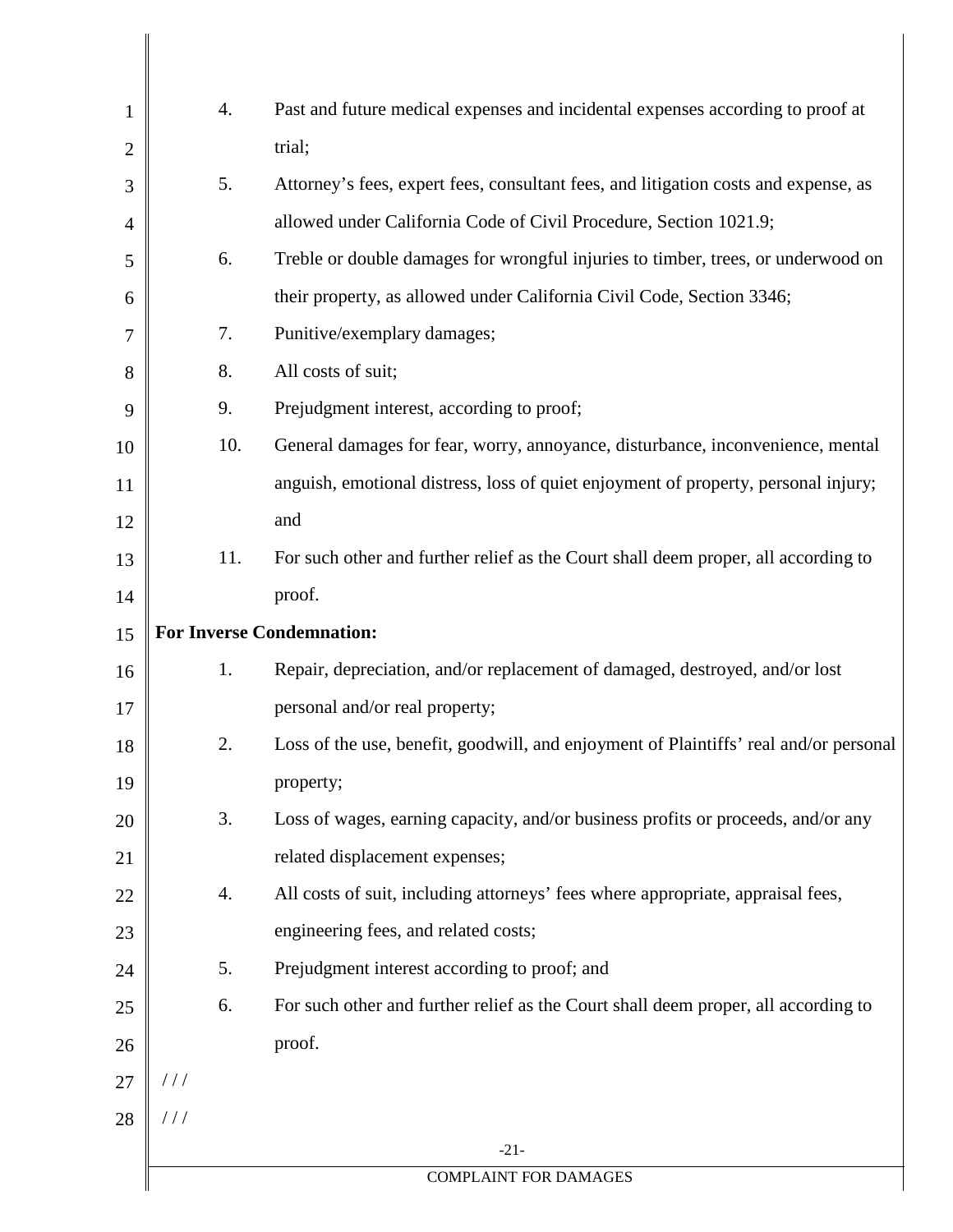4. Past and future medical expenses and incidental expenses according to proof at trial;
5. Attorney's fees, expert fees, consultant fees, and litigation costs and expense, as allowed under California Code of Civil Procedure, Section 1021.9;
6. Treble or double damages for wrongful injuries to timber, trees, or underwood on their property, as allowed under California Civil Code, Section 3346;
7. Punitive/exemplary damages;
8. All costs of suit;
9. Prejudgment interest, according to proof;
10. General damages for fear, worry, annoyance, disturbance, inconvenience, mental anguish, emotional distress, loss of quiet enjoyment of property, personal injury; and
11. For such other and further relief as the Court shall deem proper, all according to proof.

**For Inverse Condemnation:**

1. Repair, depreciation, and/or replacement of damaged, destroyed, and/or lost personal and/or real property;
2. Loss of the use, benefit, goodwill, and enjoyment of Plaintiffs' real and/or personal property;
3. Loss of wages, earning capacity, and/or business profits or proceeds, and/or any related displacement expenses;
4. All costs of suit, including attorneys' fees where appropriate, appraisal fees, engineering fees, and related costs;
5. Prejudgment interest according to proof; and
6. For such other and further relief as the Court shall deem proper, all according to proof.

/ / /

/ / /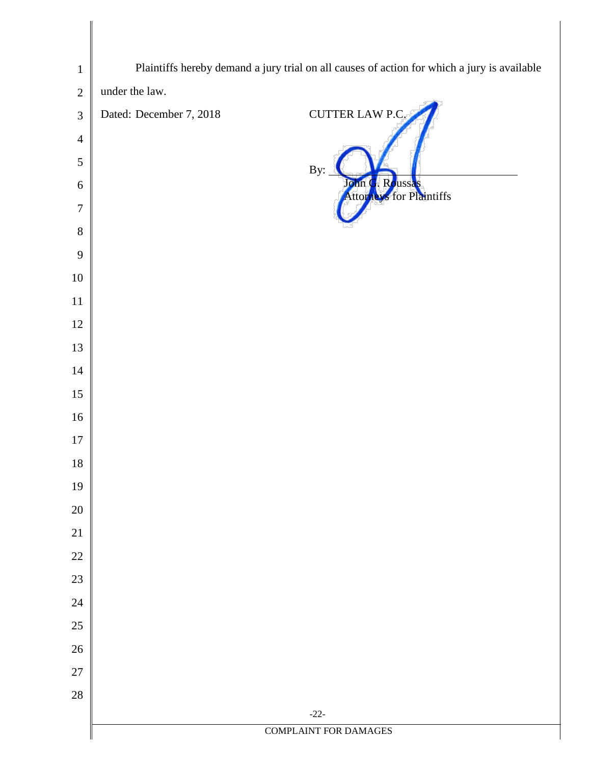Plaintiffs hereby demand a jury trial on all causes of action for which a jury is available under the law.

Dated: December 7, 2018

CUTTER LAW P.C.

By: ______________________________

John G. Roussas
Attorneys for Plaintiffs